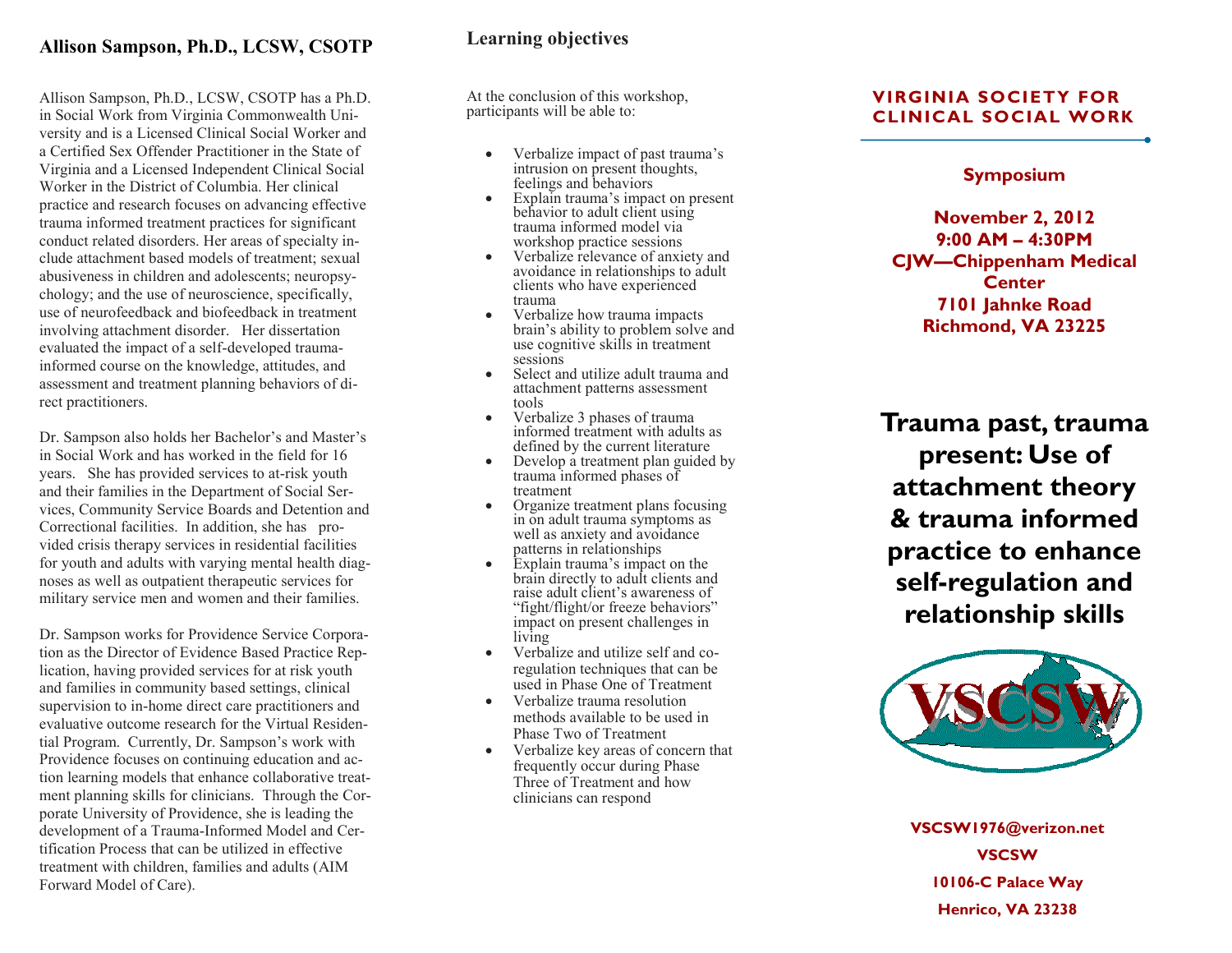## Allison Sampson, Ph.D., LCSW, CSOTP

Allison Sampson, Ph.D., LCSW, CSOTP has a Ph.D. in Social Work from Virginia Commonwealth University and is a Licensed Clinical Social Worker and a Certified Sex Offender Practitioner in the State of Virginia and a Licensed Independent Clinical Social Worker in the District of Columbia. Her clinical practice and research focuses on advancing effective trauma informed treatment practices for significant conduct related disorders. Her areas of specialty include attachment based models of treatment; sexual abusiveness in children and adolescents; neuropsychology; and the use of neuroscience, specifically, use of neurofeedback and biofeedback in treatment involving attachment disorder. Her dissertation evaluated the impact of a self-developed trauma-informed course on the knowledge, attitudes, and assessment and treatment planning behaviors of direct practitioners.

Dr. Sampson also holds her Bachelor's and Master's in Social Work and has worked in the field for 16 years. She has provided services to at-risk youth and their families in the Department of Social Services, Community Service Boards and Detention and Correctional facilities. In addition, she has provided crisis therapy services in residential facilities for youth and adults with varying mental health diagnoses as well as outpatient therapeutic services for military service men and women and their families.

Dr. Sampson works for Providence Service Corporation as the Director of Evidence Based Practice Replication, having provided services for at risk youth and families in community based settings, clinical supervision to in-home direct care practitioners and evaluative outcome research for the Virtual Residential Program. Currently, Dr. Sampson's work with Providence focuses on continuing education and action learning models that enhance collaborative treatment planning skills for clinicians. Through the Corporate University of Providence, she is leading the development of a Trauma-Informed Model and Certification Process that can be utilized in effective treatment with children, families and adults (AIM Forward Model of Care).

## Learning objectives

At the conclusion of this workshop, participants will be able to:

- Verbalize impact of past trauma's intrusion on present thoughts, feelings and behaviors
- Explain trauma's impact on present behavior to adult client using trauma informed model via workshop practice sessions
- Verbalize relevance of anxiety and avoidance in relationships to adult clients who have experienced trauma
- Verbalize how trauma impacts brain's ability to problem solve and use cognitive skills in treatment sessions
- Select and utilize adult trauma and attachment patterns assessment tools
- Verbalize 3 phases of trauma informed treatment with adults as defined by the current literature
- Develop a treatment plan guided by trauma informed phases of treatment
- Organize treatment plans focusing in on adult trauma symptoms as well as anxiety and avoidance patterns in relationships
- Explain trauma's impact on the brain directly to adult clients and raise adult client's awareness of "fight/flight/or freeze behaviors" impact on present challenges in living
- Verbalize and utilize self and co-regulation techniques that can be used in Phase One of Treatment
- Verbalize trauma resolution methods available to be used in Phase Two of Treatment
- Verbalize key areas of concern that frequently occur during Phase Three of Treatment and how clinicians can respond

**VIRGINIA SOCIETY FOR CLINICAL SOCIAL WORK**

**Symposium**

**November 2, 2012**
**9:00 AM – 4:30PM**
**CJW—Chippenham Medical Center**
**7101 Jahnke Road**
**Richmond, VA 23225**

# Trauma past, trauma present: Use of attachment theory & trauma informed practice to enhance self-regulation and relationship skills

VSCSW

**VSCSW1976@verizon.net**
**VSCSW**
**10106-C Palace Way**
**Henrico, VA 23238**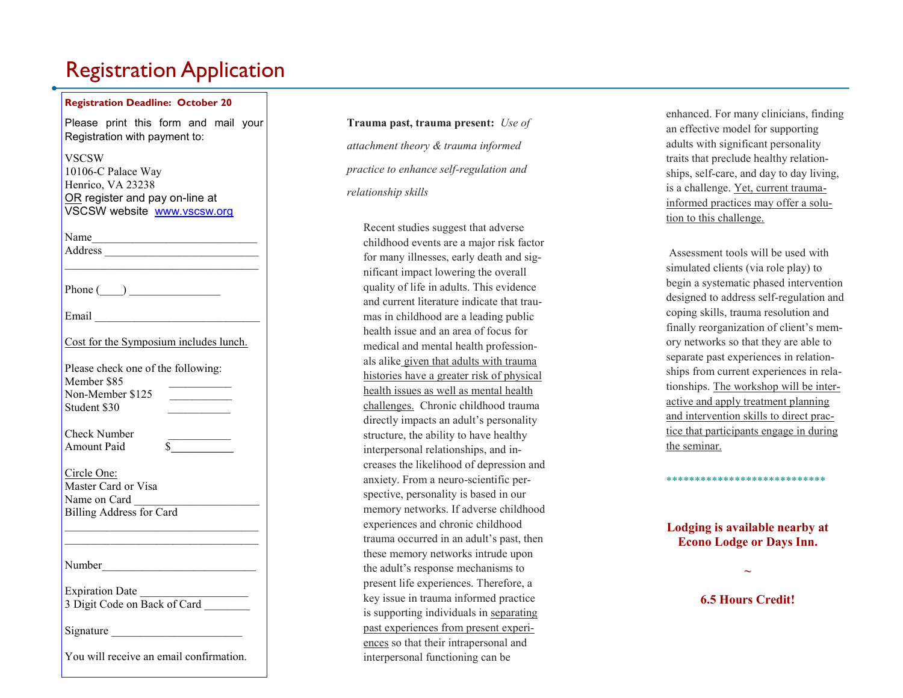# Registration Application

**Registration Deadline: October 20**

Please print this form and mail your Registration with payment to:

VSCSW
10106-C Palace Way
Henrico, VA 23238
OR register and pay on-line at VSCSW website www.vscsw.org

Name_____________________________
Address ___________________________
_________________________________

Phone (____) ________________

Email _____________________________

Cost for the Symposium includes lunch.

Please check one of the following:
Member $85 ___________
Non-Member $125 ___________
Student $30 ___________

Check Number ___________
Amount Paid $___________

Circle One:
Master Card or Visa
Name on Card ______________________
Billing Address for Card
_________________________________
_________________________________

Number___________________________

Expiration Date ___________________
3 Digit Code on Back of Card ________

Signature _______________________

You will receive an email confirmation.

**Trauma past, trauma present:** *Use of attachment theory & trauma informed practice to enhance self-regulation and relationship skills*

Recent studies suggest that adverse childhood events are a major risk factor for many illnesses, early death and significant impact lowering the overall quality of life in adults. This evidence and current literature indicate that traumas in childhood are a leading public health issue and an area of focus for medical and mental health professionals alike given that adults with trauma histories have a greater risk of physical health issues as well as mental health challenges. Chronic childhood trauma directly impacts an adult's personality structure, the ability to have healthy interpersonal relationships, and increases the likelihood of depression and anxiety. From a neuro-scientific perspective, personality is based in our memory networks. If adverse childhood experiences and chronic childhood trauma occurred in an adult's past, then these memory networks intrude upon the adult's response mechanisms to present life experiences. Therefore, a key issue in trauma informed practice is supporting individuals in separating past experiences from present experiences so that their intrapersonal and interpersonal functioning can be enhanced. For many clinicians, finding an effective model for supporting adults with significant personality traits that preclude healthy relationships, self-care, and day to day living, is a challenge. Yet, current trauma-informed practices may offer a solution to this challenge.

Assessment tools will be used with simulated clients (via role play) to begin a systematic phased intervention designed to address self-regulation and coping skills, trauma resolution and finally reorganization of client's memory networks so that they are able to separate past experiences in relationships from current experiences in relationships. The workshop will be interactive and apply treatment planning and intervention skills to direct practice that participants engage in during the seminar.

****************************

**Lodging is available nearby at Econo Lodge or Days Inn.**

~

**6.5 Hours Credit!**